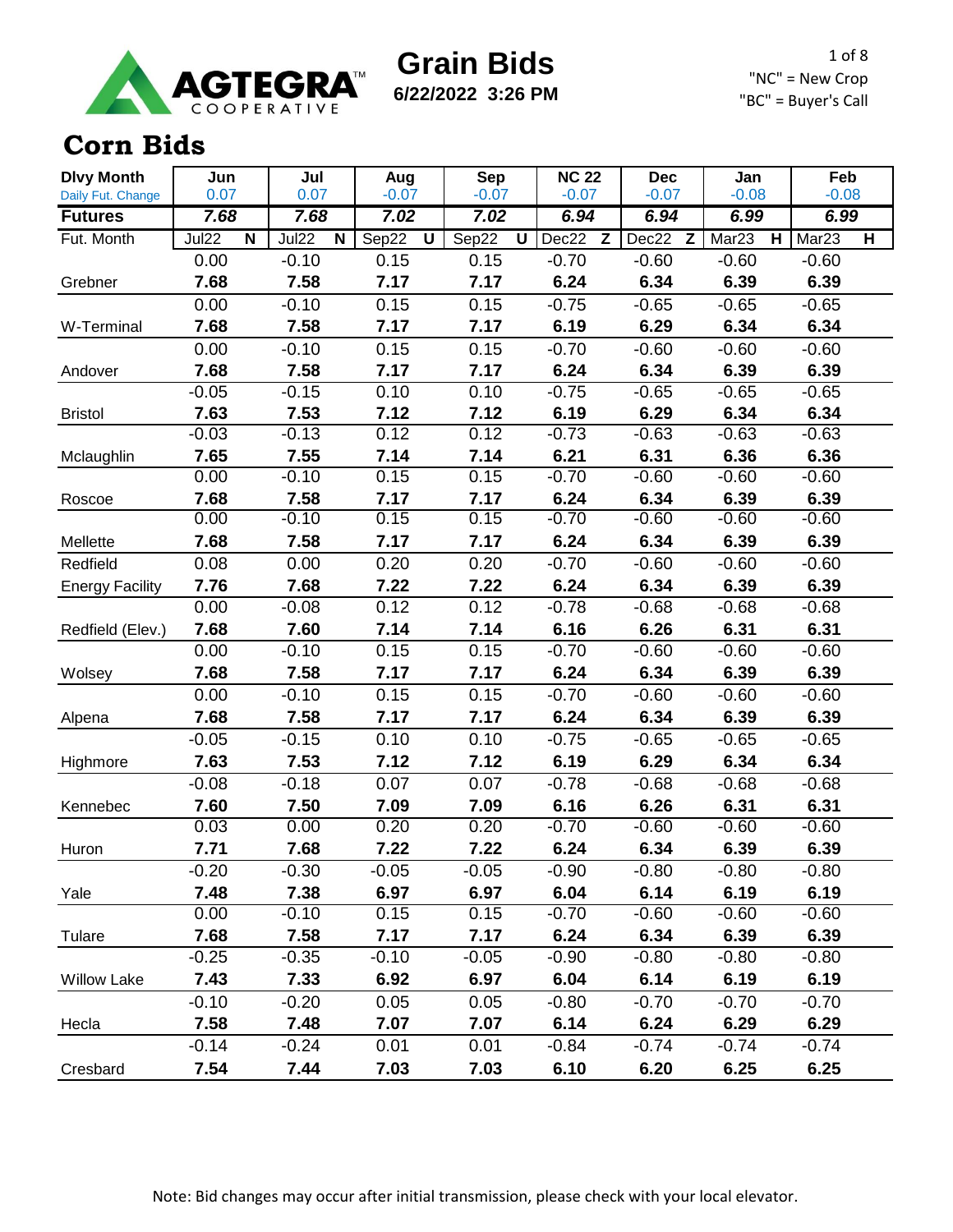# Grain Bids

6/22/2022 3:26 PM

"NC" = New Crop
"BC" = Buyer's Call

## Corn Bids

| Dlvy Month | Jun | Jul | Aug | Sep | NC 22 | Dec | Jan | Feb |
|---|---|---|---|---|---|---|---|---|
| Daily Fut. Change | 0.07 | 0.07 | -0.07 | -0.07 | -0.07 | -0.07 | -0.08 | -0.08 |
| **Futures** | ***7.68*** | ***7.68*** | ***7.02*** | ***7.02*** | ***6.94*** | ***6.94*** | ***6.99*** | ***6.99*** |
| Fut. Month | Jul22 N | Jul22 N | Sep22 U | Sep22 U | Dec22 Z | Dec22 Z | Mar23 H | Mar23 H |
| | 0.00 | -0.10 | 0.15 | 0.15 | -0.70 | -0.60 | -0.60 | -0.60 |
| Grebner | **7.68** | **7.58** | **7.17** | **7.17** | **6.24** | **6.34** | **6.39** | **6.39** |
| | 0.00 | -0.10 | 0.15 | 0.15 | -0.75 | -0.65 | -0.65 | -0.65 |
| W-Terminal | **7.68** | **7.58** | **7.17** | **7.17** | **6.19** | **6.29** | **6.34** | **6.34** |
| | 0.00 | -0.10 | 0.15 | 0.15 | -0.70 | -0.60 | -0.60 | -0.60 |
| Andover | **7.68** | **7.58** | **7.17** | **7.17** | **6.24** | **6.34** | **6.39** | **6.39** |
| | -0.05 | -0.15 | 0.10 | 0.10 | -0.75 | -0.65 | -0.65 | -0.65 |
| Bristol | **7.63** | **7.53** | **7.12** | **7.12** | **6.19** | **6.29** | **6.34** | **6.34** |
| | -0.03 | -0.13 | 0.12 | 0.12 | -0.73 | -0.63 | -0.63 | -0.63 |
| Mclaughlin | **7.65** | **7.55** | **7.14** | **7.14** | **6.21** | **6.31** | **6.36** | **6.36** |
| | 0.00 | -0.10 | 0.15 | 0.15 | -0.70 | -0.60 | -0.60 | -0.60 |
| Roscoe | **7.68** | **7.58** | **7.17** | **7.17** | **6.24** | **6.34** | **6.39** | **6.39** |
| | 0.00 | -0.10 | 0.15 | 0.15 | -0.70 | -0.60 | -0.60 | -0.60 |
| Mellette | **7.68** | **7.58** | **7.17** | **7.17** | **6.24** | **6.34** | **6.39** | **6.39** |
| Redfield | 0.08 | 0.00 | 0.20 | 0.20 | -0.70 | -0.60 | -0.60 | -0.60 |
| Energy Facility | **7.76** | **7.68** | **7.22** | **7.22** | **6.24** | **6.34** | **6.39** | **6.39** |
| | 0.00 | -0.08 | 0.12 | 0.12 | -0.78 | -0.68 | -0.68 | -0.68 |
| Redfield (Elev.) | **7.68** | **7.60** | **7.14** | **7.14** | **6.16** | **6.26** | **6.31** | **6.31** |
| | 0.00 | -0.10 | 0.15 | 0.15 | -0.70 | -0.60 | -0.60 | -0.60 |
| Wolsey | **7.68** | **7.58** | **7.17** | **7.17** | **6.24** | **6.34** | **6.39** | **6.39** |
| | 0.00 | -0.10 | 0.15 | 0.15 | -0.70 | -0.60 | -0.60 | -0.60 |
| Alpena | **7.68** | **7.58** | **7.17** | **7.17** | **6.24** | **6.34** | **6.39** | **6.39** |
| | -0.05 | -0.15 | 0.10 | 0.10 | -0.75 | -0.65 | -0.65 | -0.65 |
| Highmore | **7.63** | **7.53** | **7.12** | **7.12** | **6.19** | **6.29** | **6.34** | **6.34** |
| | -0.08 | -0.18 | 0.07 | 0.07 | -0.78 | -0.68 | -0.68 | -0.68 |
| Kennebec | **7.60** | **7.50** | **7.09** | **7.09** | **6.16** | **6.26** | **6.31** | **6.31** |
| | 0.03 | 0.00 | 0.20 | 0.20 | -0.70 | -0.60 | -0.60 | -0.60 |
| Huron | **7.71** | **7.68** | **7.22** | **7.22** | **6.24** | **6.34** | **6.39** | **6.39** |
| | -0.20 | -0.30 | -0.05 | -0.05 | -0.90 | -0.80 | -0.80 | -0.80 |
| Yale | **7.48** | **7.38** | **6.97** | **6.97** | **6.04** | **6.14** | **6.19** | **6.19** |
| | 0.00 | -0.10 | 0.15 | 0.15 | -0.70 | -0.60 | -0.60 | -0.60 |
| Tulare | **7.68** | **7.58** | **7.17** | **7.17** | **6.24** | **6.34** | **6.39** | **6.39** |
| | -0.25 | -0.35 | -0.10 | -0.05 | -0.90 | -0.80 | -0.80 | -0.80 |
| Willow Lake | **7.43** | **7.33** | **6.92** | **6.97** | **6.04** | **6.14** | **6.19** | **6.19** |
| | -0.10 | -0.20 | 0.05 | 0.05 | -0.80 | -0.70 | -0.70 | -0.70 |
| Hecla | **7.58** | **7.48** | **7.07** | **7.07** | **6.14** | **6.24** | **6.29** | **6.29** |
| | -0.14 | -0.24 | 0.01 | 0.01 | -0.84 | -0.74 | -0.74 | -0.74 |
| Cresbard | **7.54** | **7.44** | **7.03** | **7.03** | **6.10** | **6.20** | **6.25** | **6.25** |

Note: Bid changes may occur after initial transmission, please check with your local elevator.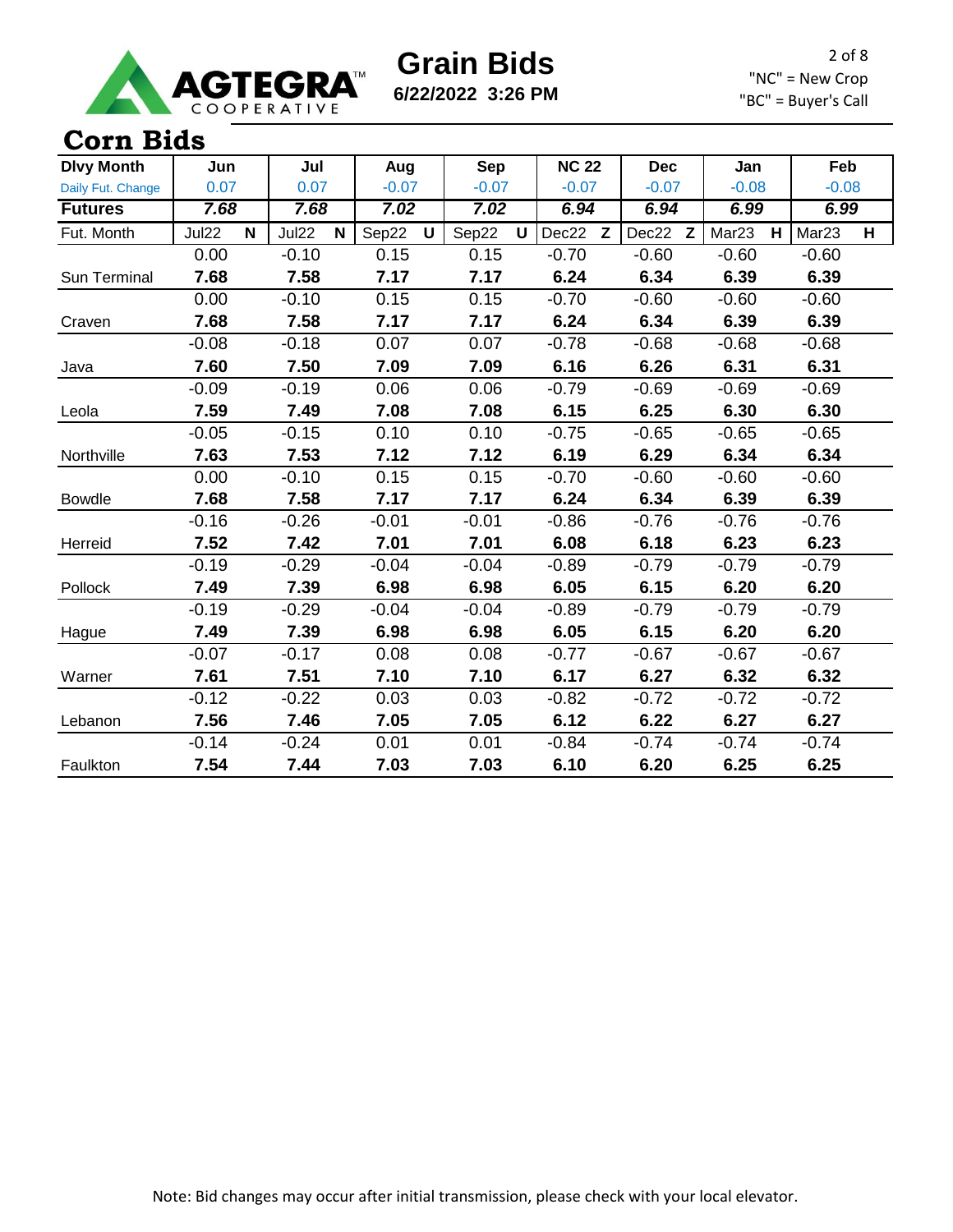# Grain Bids

**6/22/2022 3:26 PM**

"NC" = New Crop
"BC" = Buyer's Call

## Corn Bids

| Dlvy Month | Jun | Jul | Aug | Sep | NC 22 | Dec | Jan | Feb |
|---|---|---|---|---|---|---|---|---|
| Daily Fut. Change | 0.07 | 0.07 | -0.07 | -0.07 | -0.07 | -0.07 | -0.08 | -0.08 |
| **Futures** | ***7.68*** | ***7.68*** | ***7.02*** | ***7.02*** | ***6.94*** | ***6.94*** | ***6.99*** | ***6.99*** |
| Fut. Month | Jul22 N | Jul22 N | Sep22 U | Sep22 U | Dec22 Z | Dec22 Z | Mar23 H | Mar23 H |
| | 0.00 | -0.10 | 0.15 | 0.15 | -0.70 | -0.60 | -0.60 | -0.60 |
| Sun Terminal | **7.68** | **7.58** | **7.17** | **7.17** | **6.24** | **6.34** | **6.39** | **6.39** |
| | 0.00 | -0.10 | 0.15 | 0.15 | -0.70 | -0.60 | -0.60 | -0.60 |
| Craven | **7.68** | **7.58** | **7.17** | **7.17** | **6.24** | **6.34** | **6.39** | **6.39** |
| | -0.08 | -0.18 | 0.07 | 0.07 | -0.78 | -0.68 | -0.68 | -0.68 |
| Java | **7.60** | **7.50** | **7.09** | **7.09** | **6.16** | **6.26** | **6.31** | **6.31** |
| | -0.09 | -0.19 | 0.06 | 0.06 | -0.79 | -0.69 | -0.69 | -0.69 |
| Leola | **7.59** | **7.49** | **7.08** | **7.08** | **6.15** | **6.25** | **6.30** | **6.30** |
| | -0.05 | -0.15 | 0.10 | 0.10 | -0.75 | -0.65 | -0.65 | -0.65 |
| Northville | **7.63** | **7.53** | **7.12** | **7.12** | **6.19** | **6.29** | **6.34** | **6.34** |
| | 0.00 | -0.10 | 0.15 | 0.15 | -0.70 | -0.60 | -0.60 | -0.60 |
| Bowdle | **7.68** | **7.58** | **7.17** | **7.17** | **6.24** | **6.34** | **6.39** | **6.39** |
| | -0.16 | -0.26 | -0.01 | -0.01 | -0.86 | -0.76 | -0.76 | -0.76 |
| Herreid | **7.52** | **7.42** | **7.01** | **7.01** | **6.08** | **6.18** | **6.23** | **6.23** |
| | -0.19 | -0.29 | -0.04 | -0.04 | -0.89 | -0.79 | -0.79 | -0.79 |
| Pollock | **7.49** | **7.39** | **6.98** | **6.98** | **6.05** | **6.15** | **6.20** | **6.20** |
| | -0.19 | -0.29 | -0.04 | -0.04 | -0.89 | -0.79 | -0.79 | -0.79 |
| Hague | **7.49** | **7.39** | **6.98** | **6.98** | **6.05** | **6.15** | **6.20** | **6.20** |
| | -0.07 | -0.17 | 0.08 | 0.08 | -0.77 | -0.67 | -0.67 | -0.67 |
| Warner | **7.61** | **7.51** | **7.10** | **7.10** | **6.17** | **6.27** | **6.32** | **6.32** |
| | -0.12 | -0.22 | 0.03 | 0.03 | -0.82 | -0.72 | -0.72 | -0.72 |
| Lebanon | **7.56** | **7.46** | **7.05** | **7.05** | **6.12** | **6.22** | **6.27** | **6.27** |
| | -0.14 | -0.24 | 0.01 | 0.01 | -0.84 | -0.74 | -0.74 | -0.74 |
| Faulkton | **7.54** | **7.44** | **7.03** | **7.03** | **6.10** | **6.20** | **6.25** | **6.25** |

Note: Bid changes may occur after initial transmission, please check with your local elevator.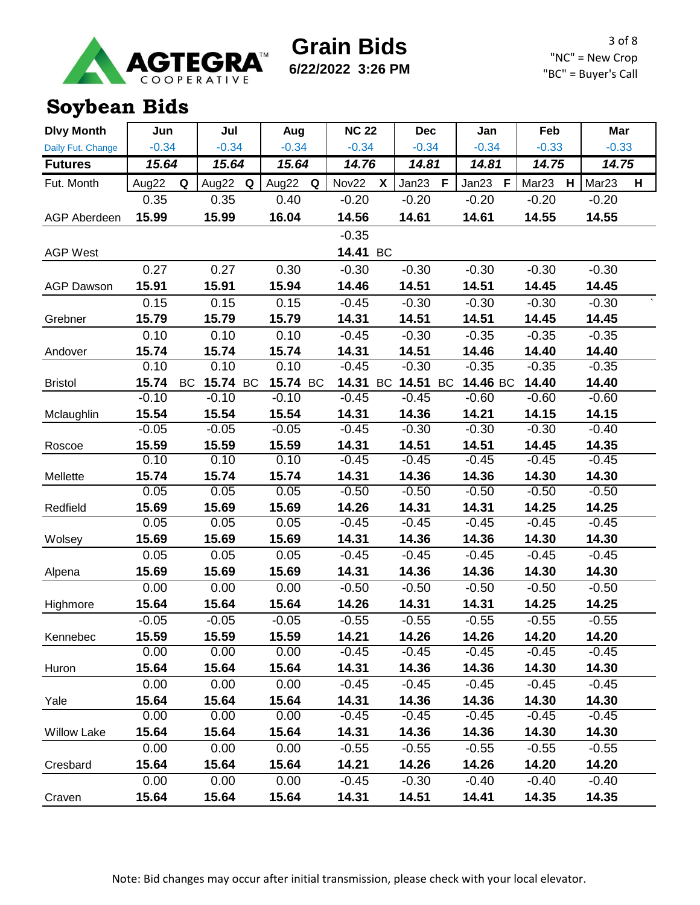AGTEGRA™ COOPERATIVE

# Grain Bids

**6/22/2022 3:26 PM**

"NC" = New Crop
"BC" = Buyer's Call

## Soybean Bids

| Dlvy Month | Jun | Jul | Aug | NC 22 | Dec | Jan | Feb | Mar |
|---|---|---|---|---|---|---|---|---|
| Daily Fut. Change | -0.34 | -0.34 | -0.34 | -0.34 | -0.34 | -0.34 | -0.33 | -0.33 |
| **Futures** | ***15.64*** | ***15.64*** | ***15.64*** | ***14.76*** | ***14.81*** | ***14.81*** | ***14.75*** | ***14.75*** |
| Fut. Month | Aug22 Q | Aug22 Q | Aug22 Q | Nov22 X | Jan23 F | Jan23 F | Mar23 H | Mar23 H |
| | 0.35 | 0.35 | 0.40 | -0.20 | -0.20 | -0.20 | -0.20 | -0.20 |
| AGP Aberdeen | **15.99** | **15.99** | **16.04** | **14.56** | **14.61** | **14.61** | **14.55** | **14.55** |
| | | | | -0.35 | | | | |
| AGP West | | | | **14.41** BC | | | | |
| | 0.27 | 0.27 | 0.30 | -0.30 | -0.30 | -0.30 | -0.30 | -0.30 |
| AGP Dawson | **15.91** | **15.91** | **15.94** | **14.46** | **14.51** | **14.51** | **14.45** | **14.45** |
| | 0.15 | 0.15 | 0.15 | -0.45 | -0.30 | -0.30 | -0.30 | -0.30 |
| Grebner | **15.79** | **15.79** | **15.79** | **14.31** | **14.51** | **14.51** | **14.45** | **14.45** |
| | 0.10 | 0.10 | 0.10 | -0.45 | -0.30 | -0.35 | -0.35 | -0.35 |
| Andover | **15.74** | **15.74** | **15.74** | **14.31** | **14.51** | **14.46** | **14.40** | **14.40** |
| | 0.10 | 0.10 | 0.10 | -0.45 | -0.30 | -0.35 | -0.35 | -0.35 |
| Bristol | **15.74** BC | **15.74** BC | **15.74** BC | **14.31** BC | **14.51** BC | **14.46** BC | **14.40** | **14.40** |
| | -0.10 | -0.10 | -0.10 | -0.45 | -0.45 | -0.60 | -0.60 | -0.60 |
| Mclaughlin | **15.54** | **15.54** | **15.54** | **14.31** | **14.36** | **14.21** | **14.15** | **14.15** |
| | -0.05 | -0.05 | -0.05 | -0.45 | -0.30 | -0.30 | -0.30 | -0.40 |
| Roscoe | **15.59** | **15.59** | **15.59** | **14.31** | **14.51** | **14.51** | **14.45** | **14.35** |
| | 0.10 | 0.10 | 0.10 | -0.45 | -0.45 | -0.45 | -0.45 | -0.45 |
| Mellette | **15.74** | **15.74** | **15.74** | **14.31** | **14.36** | **14.36** | **14.30** | **14.30** |
| | 0.05 | 0.05 | 0.05 | -0.50 | -0.50 | -0.50 | -0.50 | -0.50 |
| Redfield | **15.69** | **15.69** | **15.69** | **14.26** | **14.31** | **14.31** | **14.25** | **14.25** |
| | 0.05 | 0.05 | 0.05 | -0.45 | -0.45 | -0.45 | -0.45 | -0.45 |
| Wolsey | **15.69** | **15.69** | **15.69** | **14.31** | **14.36** | **14.36** | **14.30** | **14.30** |
| | 0.05 | 0.05 | 0.05 | -0.45 | -0.45 | -0.45 | -0.45 | -0.45 |
| Alpena | **15.69** | **15.69** | **15.69** | **14.31** | **14.36** | **14.36** | **14.30** | **14.30** |
| | 0.00 | 0.00 | 0.00 | -0.50 | -0.50 | -0.50 | -0.50 | -0.50 |
| Highmore | **15.64** | **15.64** | **15.64** | **14.26** | **14.31** | **14.31** | **14.25** | **14.25** |
| | -0.05 | -0.05 | -0.05 | -0.55 | -0.55 | -0.55 | -0.55 | -0.55 |
| Kennebec | **15.59** | **15.59** | **15.59** | **14.21** | **14.26** | **14.26** | **14.20** | **14.20** |
| | 0.00 | 0.00 | 0.00 | -0.45 | -0.45 | -0.45 | -0.45 | -0.45 |
| Huron | **15.64** | **15.64** | **15.64** | **14.31** | **14.36** | **14.36** | **14.30** | **14.30** |
| | 0.00 | 0.00 | 0.00 | -0.45 | -0.45 | -0.45 | -0.45 | -0.45 |
| Yale | **15.64** | **15.64** | **15.64** | **14.31** | **14.36** | **14.36** | **14.30** | **14.30** |
| | 0.00 | 0.00 | 0.00 | -0.45 | -0.45 | -0.45 | -0.45 | -0.45 |
| Willow Lake | **15.64** | **15.64** | **15.64** | **14.31** | **14.36** | **14.36** | **14.30** | **14.30** |
| | 0.00 | 0.00 | 0.00 | -0.55 | -0.55 | -0.55 | -0.55 | -0.55 |
| Cresbard | **15.64** | **15.64** | **15.64** | **14.21** | **14.26** | **14.26** | **14.20** | **14.20** |
| | 0.00 | 0.00 | 0.00 | -0.45 | -0.30 | -0.40 | -0.40 | -0.40 |
| Craven | **15.64** | **15.64** | **15.64** | **14.31** | **14.51** | **14.41** | **14.35** | **14.35** |

Note: Bid changes may occur after initial transmission, please check with your local elevator.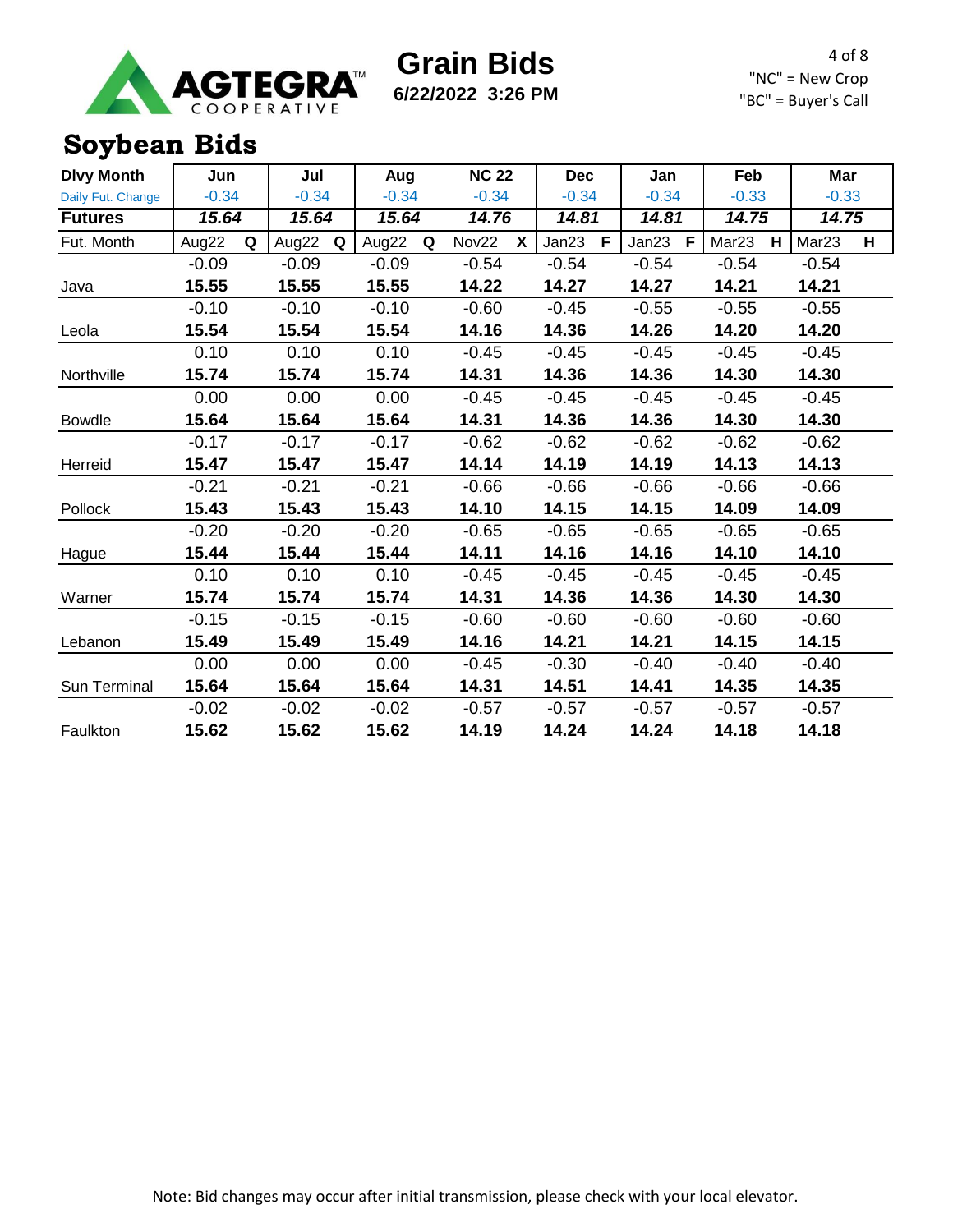# Grain Bids

**6/22/2022 3:26 PM**

"NC" = New Crop
"BC" = Buyer's Call

## Soybean Bids

| Dlvy Month | Jun | Jul | Aug | NC 22 | Dec | Jan | Feb | Mar |
|---|---|---|---|---|---|---|---|---|
| Daily Fut. Change | -0.34 | -0.34 | -0.34 | -0.34 | -0.34 | -0.34 | -0.33 | -0.33 |
| **Futures** | ***15.64*** | ***15.64*** | ***15.64*** | ***14.76*** | ***14.81*** | ***14.81*** | ***14.75*** | ***14.75*** |
| Fut. Month | Aug22 Q | Aug22 Q | Aug22 Q | Nov22 X | Jan23 F | Jan23 F | Mar23 H | Mar23 H |
| | -0.09 | -0.09 | -0.09 | -0.54 | -0.54 | -0.54 | -0.54 | -0.54 |
| Java | **15.55** | **15.55** | **15.55** | **14.22** | **14.27** | **14.27** | **14.21** | **14.21** |
| | -0.10 | -0.10 | -0.10 | -0.60 | -0.45 | -0.55 | -0.55 | -0.55 |
| Leola | **15.54** | **15.54** | **15.54** | **14.16** | **14.36** | **14.26** | **14.20** | **14.20** |
| | 0.10 | 0.10 | 0.10 | -0.45 | -0.45 | -0.45 | -0.45 | -0.45 |
| Northville | **15.74** | **15.74** | **15.74** | **14.31** | **14.36** | **14.36** | **14.30** | **14.30** |
| | 0.00 | 0.00 | 0.00 | -0.45 | -0.45 | -0.45 | -0.45 | -0.45 |
| Bowdle | **15.64** | **15.64** | **15.64** | **14.31** | **14.36** | **14.36** | **14.30** | **14.30** |
| | -0.17 | -0.17 | -0.17 | -0.62 | -0.62 | -0.62 | -0.62 | -0.62 |
| Herreid | **15.47** | **15.47** | **15.47** | **14.14** | **14.19** | **14.19** | **14.13** | **14.13** |
| | -0.21 | -0.21 | -0.21 | -0.66 | -0.66 | -0.66 | -0.66 | -0.66 |
| Pollock | **15.43** | **15.43** | **15.43** | **14.10** | **14.15** | **14.15** | **14.09** | **14.09** |
| | -0.20 | -0.20 | -0.20 | -0.65 | -0.65 | -0.65 | -0.65 | -0.65 |
| Hague | **15.44** | **15.44** | **15.44** | **14.11** | **14.16** | **14.16** | **14.10** | **14.10** |
| | 0.10 | 0.10 | 0.10 | -0.45 | -0.45 | -0.45 | -0.45 | -0.45 |
| Warner | **15.74** | **15.74** | **15.74** | **14.31** | **14.36** | **14.36** | **14.30** | **14.30** |
| | -0.15 | -0.15 | -0.15 | -0.60 | -0.60 | -0.60 | -0.60 | -0.60 |
| Lebanon | **15.49** | **15.49** | **15.49** | **14.16** | **14.21** | **14.21** | **14.15** | **14.15** |
| | 0.00 | 0.00 | 0.00 | -0.45 | -0.30 | -0.40 | -0.40 | -0.40 |
| Sun Terminal | **15.64** | **15.64** | **15.64** | **14.31** | **14.51** | **14.41** | **14.35** | **14.35** |
| | -0.02 | -0.02 | -0.02 | -0.57 | -0.57 | -0.57 | -0.57 | -0.57 |
| Faulkton | **15.62** | **15.62** | **15.62** | **14.19** | **14.24** | **14.24** | **14.18** | **14.18** |

Note: Bid changes may occur after initial transmission, please check with your local elevator.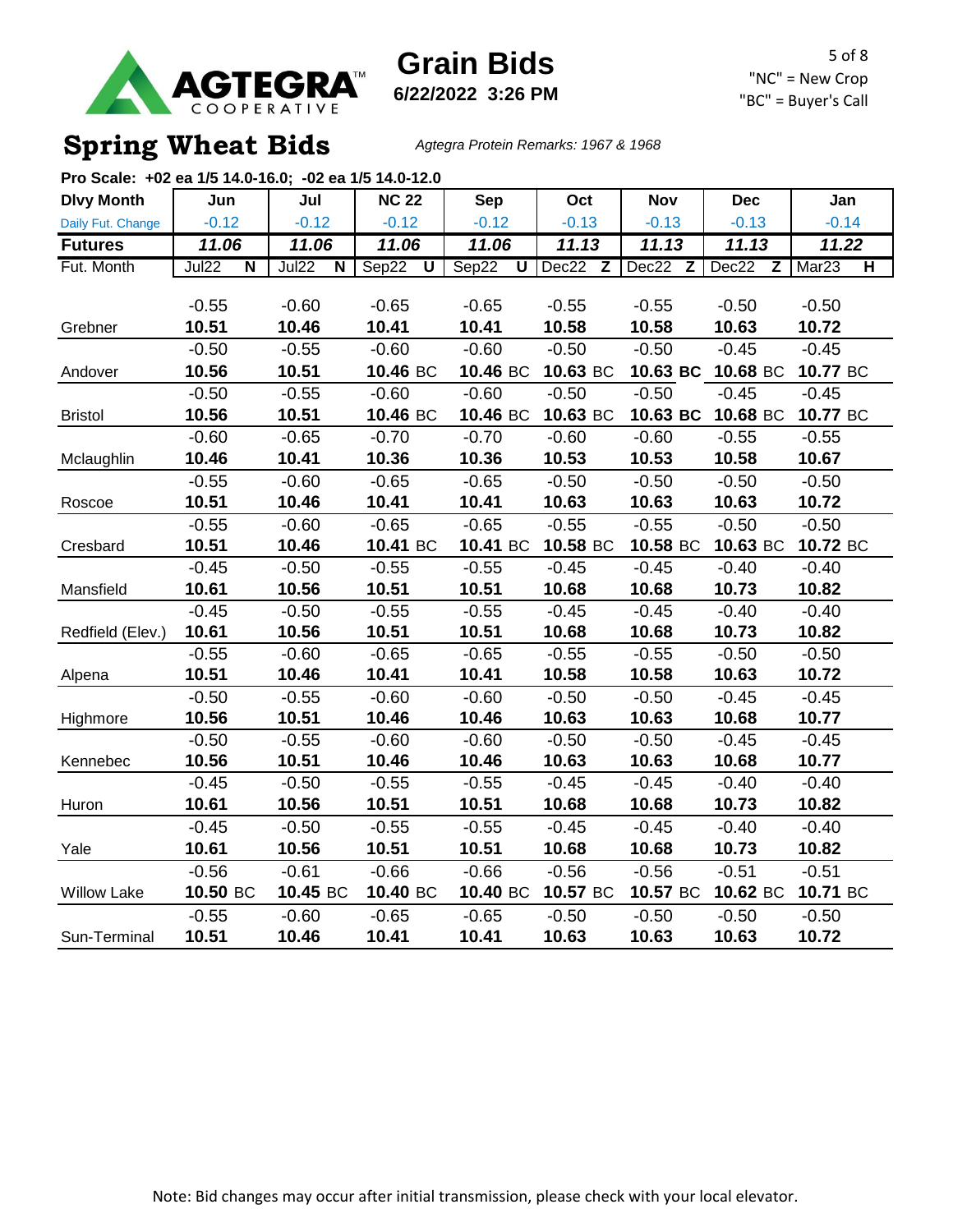# Grain Bids

**6/22/2022 3:26 PM**

"NC" = New Crop
"BC" = Buyer's Call

## Spring Wheat Bids

*Agtegra Protein Remarks: 1967 & 1968*

**Pro Scale: +02 ea 1/5 14.0-16.0; -02 ea 1/5 14.0-12.0**

| Dlvy Month | Jun | Jul | NC 22 | Sep | Oct | Nov | Dec | Jan |
|---|---|---|---|---|---|---|---|---|
| Daily Fut. Change | -0.12 | -0.12 | -0.12 | -0.12 | -0.13 | -0.13 | -0.13 | -0.14 |
| **Futures** | ***11.06*** | ***11.06*** | ***11.06*** | ***11.06*** | ***11.13*** | ***11.13*** | ***11.13*** | ***11.22*** |
| Fut. Month | Jul22 N | Jul22 N | Sep22 U | Sep22 U | Dec22 Z | Dec22 Z | Dec22 Z | Mar23 H |
| | -0.55 | -0.60 | -0.65 | -0.65 | -0.55 | -0.55 | -0.50 | -0.50 |
| Grebner | **10.51** | **10.46** | **10.41** | **10.41** | **10.58** | **10.58** | **10.63** | **10.72** |
| | -0.50 | -0.55 | -0.60 | -0.60 | -0.50 | -0.50 | -0.45 | -0.45 |
| Andover | **10.56** | **10.51** | **10.46** BC | **10.46** BC | **10.63** BC | **10.63 BC** | **10.68** BC | **10.77** BC |
| | -0.50 | -0.55 | -0.60 | -0.60 | -0.50 | -0.50 | -0.45 | -0.45 |
| Bristol | **10.56** | **10.51** | **10.46** BC | **10.46** BC | **10.63** BC | **10.63 BC** | **10.68** BC | **10.77** BC |
| | -0.60 | -0.65 | -0.70 | -0.70 | -0.60 | -0.60 | -0.55 | -0.55 |
| Mclaughlin | **10.46** | **10.41** | **10.36** | **10.36** | **10.53** | **10.53** | **10.58** | **10.67** |
| | -0.55 | -0.60 | -0.65 | -0.65 | -0.50 | -0.50 | -0.50 | -0.50 |
| Roscoe | **10.51** | **10.46** | **10.41** | **10.41** | **10.63** | **10.63** | **10.63** | **10.72** |
| | -0.55 | -0.60 | -0.65 | -0.65 | -0.55 | -0.55 | -0.50 | -0.50 |
| Cresbard | **10.51** | **10.46** | **10.41** BC | **10.41** BC | **10.58** BC | **10.58** BC | **10.63** BC | **10.72** BC |
| | -0.45 | -0.50 | -0.55 | -0.55 | -0.45 | -0.45 | -0.40 | -0.40 |
| Mansfield | **10.61** | **10.56** | **10.51** | **10.51** | **10.68** | **10.68** | **10.73** | **10.82** |
| | -0.45 | -0.50 | -0.55 | -0.55 | -0.45 | -0.45 | -0.40 | -0.40 |
| Redfield (Elev.) | **10.61** | **10.56** | **10.51** | **10.51** | **10.68** | **10.68** | **10.73** | **10.82** |
| | -0.55 | -0.60 | -0.65 | -0.65 | -0.55 | -0.55 | -0.50 | -0.50 |
| Alpena | **10.51** | **10.46** | **10.41** | **10.41** | **10.58** | **10.58** | **10.63** | **10.72** |
| | -0.50 | -0.55 | -0.60 | -0.60 | -0.50 | -0.50 | -0.45 | -0.45 |
| Highmore | **10.56** | **10.51** | **10.46** | **10.46** | **10.63** | **10.63** | **10.68** | **10.77** |
| | -0.50 | -0.55 | -0.60 | -0.60 | -0.50 | -0.50 | -0.45 | -0.45 |
| Kennebec | **10.56** | **10.51** | **10.46** | **10.46** | **10.63** | **10.63** | **10.68** | **10.77** |
| | -0.45 | -0.50 | -0.55 | -0.55 | -0.45 | -0.45 | -0.40 | -0.40 |
| Huron | **10.61** | **10.56** | **10.51** | **10.51** | **10.68** | **10.68** | **10.73** | **10.82** |
| | -0.45 | -0.50 | -0.55 | -0.55 | -0.45 | -0.45 | -0.40 | -0.40 |
| Yale | **10.61** | **10.56** | **10.51** | **10.51** | **10.68** | **10.68** | **10.73** | **10.82** |
| | -0.56 | -0.61 | -0.66 | -0.66 | -0.56 | -0.56 | -0.51 | -0.51 |
| Willow Lake | **10.50** BC | **10.45** BC | **10.40** BC | **10.40** BC | **10.57** BC | **10.57** BC | **10.62** BC | **10.71** BC |
| | -0.55 | -0.60 | -0.65 | -0.65 | -0.50 | -0.50 | -0.50 | -0.50 |
| Sun-Terminal | **10.51** | **10.46** | **10.41** | **10.41** | **10.63** | **10.63** | **10.63** | **10.72** |

Note: Bid changes may occur after initial transmission, please check with your local elevator.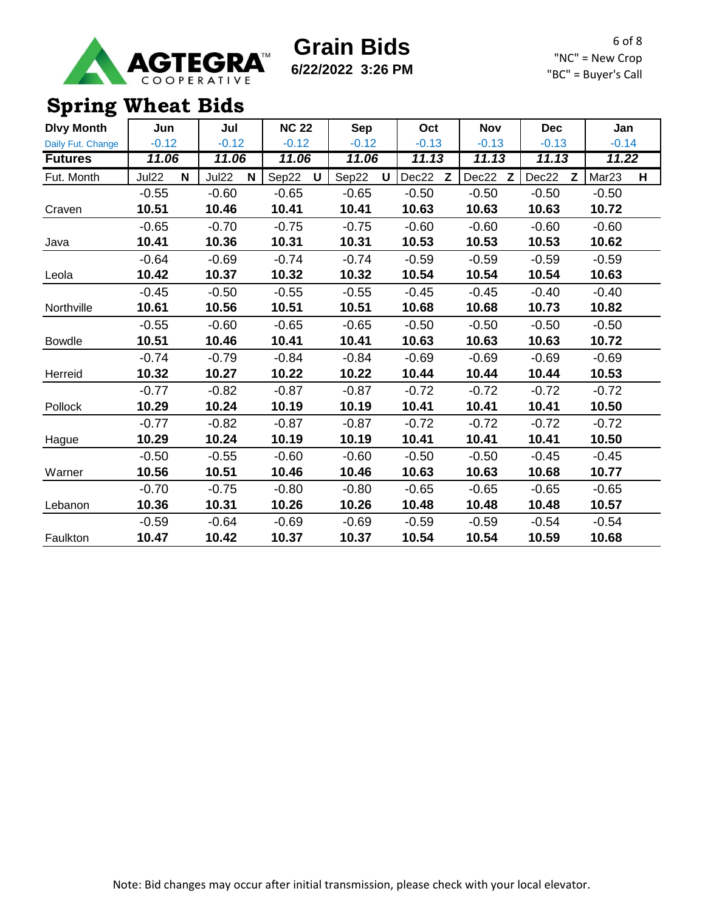AGTEGRA COOPERATIVE

# Grain Bids

**6/22/2022 3:26 PM**

"NC" = New Crop
"BC" = Buyer's Call

## Spring Wheat Bids

| Dlvy Month | Jun | Jul | NC 22 | Sep | Oct | Nov | Dec | Jan |
|---|---|---|---|---|---|---|---|---|
| Daily Fut. Change | -0.12 | -0.12 | -0.12 | -0.12 | -0.13 | -0.13 | -0.13 | -0.14 |
| **Futures** | ***11.06*** | ***11.06*** | ***11.06*** | ***11.06*** | ***11.13*** | ***11.13*** | ***11.13*** | ***11.22*** |
| Fut. Month | Jul22 N | Jul22 N | Sep22 U | Sep22 U | Dec22 Z | Dec22 Z | Dec22 Z | Mar23 H |
| | -0.55 | -0.60 | -0.65 | -0.65 | -0.50 | -0.50 | -0.50 | -0.50 |
| Craven | **10.51** | **10.46** | **10.41** | **10.41** | **10.63** | **10.63** | **10.63** | **10.72** |
| | -0.65 | -0.70 | -0.75 | -0.75 | -0.60 | -0.60 | -0.60 | -0.60 |
| Java | **10.41** | **10.36** | **10.31** | **10.31** | **10.53** | **10.53** | **10.53** | **10.62** |
| | -0.64 | -0.69 | -0.74 | -0.74 | -0.59 | -0.59 | -0.59 | -0.59 |
| Leola | **10.42** | **10.37** | **10.32** | **10.32** | **10.54** | **10.54** | **10.54** | **10.63** |
| | -0.45 | -0.50 | -0.55 | -0.55 | -0.45 | -0.45 | -0.40 | -0.40 |
| Northville | **10.61** | **10.56** | **10.51** | **10.51** | **10.68** | **10.68** | **10.73** | **10.82** |
| | -0.55 | -0.60 | -0.65 | -0.65 | -0.50 | -0.50 | -0.50 | -0.50 |
| Bowdle | **10.51** | **10.46** | **10.41** | **10.41** | **10.63** | **10.63** | **10.63** | **10.72** |
| | -0.74 | -0.79 | -0.84 | -0.84 | -0.69 | -0.69 | -0.69 | -0.69 |
| Herreid | **10.32** | **10.27** | **10.22** | **10.22** | **10.44** | **10.44** | **10.44** | **10.53** |
| | -0.77 | -0.82 | -0.87 | -0.87 | -0.72 | -0.72 | -0.72 | -0.72 |
| Pollock | **10.29** | **10.24** | **10.19** | **10.19** | **10.41** | **10.41** | **10.41** | **10.50** |
| | -0.77 | -0.82 | -0.87 | -0.87 | -0.72 | -0.72 | -0.72 | -0.72 |
| Hague | **10.29** | **10.24** | **10.19** | **10.19** | **10.41** | **10.41** | **10.41** | **10.50** |
| | -0.50 | -0.55 | -0.60 | -0.60 | -0.50 | -0.50 | -0.45 | -0.45 |
| Warner | **10.56** | **10.51** | **10.46** | **10.46** | **10.63** | **10.63** | **10.68** | **10.77** |
| | -0.70 | -0.75 | -0.80 | -0.80 | -0.65 | -0.65 | -0.65 | -0.65 |
| Lebanon | **10.36** | **10.31** | **10.26** | **10.26** | **10.48** | **10.48** | **10.48** | **10.57** |
| | -0.59 | -0.64 | -0.69 | -0.69 | -0.59 | -0.59 | -0.54 | -0.54 |
| Faulkton | **10.47** | **10.42** | **10.37** | **10.37** | **10.54** | **10.54** | **10.59** | **10.68** |

Note: Bid changes may occur after initial transmission, please check with your local elevator.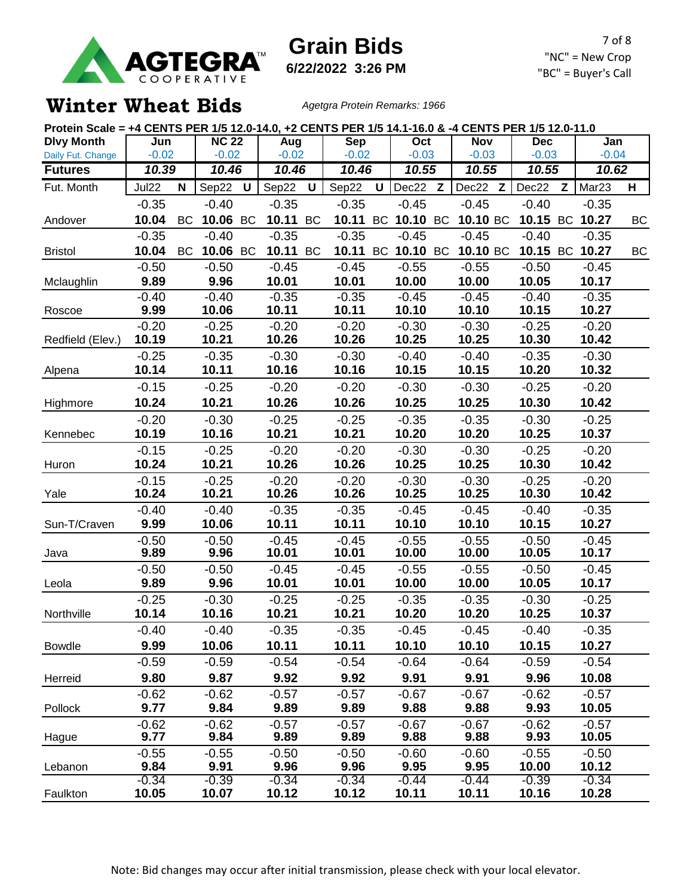AGTEGRA COOPERATIVE

# Grain Bids

**6/22/2022 3:26 PM**

"NC" = New Crop
"BC" = Buyer's Call

## Winter Wheat Bids

*Agetgra Protein Remarks: 1966*

**Protein Scale = +4 CENTS PER 1/5 12.0-14.0, +2 CENTS PER 1/5 14.1-16.0 & -4 CENTS PER 1/5 12.0-11.0**

| Dlvy Month | Jun | | NC 22 | | Aug | | Sep | | Oct | | Nov | | Dec | | Jan | |
|---|---|---|---|---|---|---|---|---|---|---|---|---|---|---|---|---|
| Daily Fut. Change | -0.02 | | -0.02 | | -0.02 | | -0.02 | | -0.03 | | -0.03 | | -0.03 | | -0.04 | |
| **Futures** | **10.39** | | **10.46** | | **10.46** | | **10.46** | | **10.55** | | **10.55** | | **10.55** | | **10.62** | |
| Fut. Month | Jul22 | N | Sep22 | U | Sep22 | U | Sep22 | U | Dec22 | Z | Dec22 | Z | Dec22 | Z | Mar23 | H |
| | -0.35 | | -0.40 | | -0.35 | | -0.35 | | -0.45 | | -0.45 | | -0.40 | | -0.35 | |
| Andover | **10.04** | BC | **10.06** | BC | **10.11** | BC | **10.11** | BC | **10.10** | BC | **10.10** | BC | **10.15** | BC | **10.27** | BC |
| | -0.35 | | -0.40 | | -0.35 | | -0.35 | | -0.45 | | -0.45 | | -0.40 | | -0.35 | |
| Bristol | **10.04** | BC | **10.06** | BC | **10.11** | BC | **10.11** | BC | **10.10** | BC | **10.10** | BC | **10.15** | BC | **10.27** | BC |
| | -0.50 | | -0.50 | | -0.45 | | -0.45 | | -0.55 | | -0.55 | | -0.50 | | -0.45 | |
| Mclaughlin | **9.89** | | **9.96** | | **10.01** | | **10.01** | | **10.00** | | **10.00** | | **10.05** | | **10.17** | |
| | -0.40 | | -0.40 | | -0.35 | | -0.35 | | -0.45 | | -0.45 | | -0.40 | | -0.35 | |
| Roscoe | **9.99** | | **10.06** | | **10.11** | | **10.11** | | **10.10** | | **10.10** | | **10.15** | | **10.27** | |
| | -0.20 | | -0.25 | | -0.20 | | -0.20 | | -0.30 | | -0.30 | | -0.25 | | -0.20 | |
| Redfield (Elev.) | **10.19** | | **10.21** | | **10.26** | | **10.26** | | **10.25** | | **10.25** | | **10.30** | | **10.42** | |
| | -0.25 | | -0.35 | | -0.30 | | -0.30 | | -0.40 | | -0.40 | | -0.35 | | -0.30 | |
| Alpena | **10.14** | | **10.11** | | **10.16** | | **10.16** | | **10.15** | | **10.15** | | **10.20** | | **10.32** | |
| | -0.15 | | -0.25 | | -0.20 | | -0.20 | | -0.30 | | -0.30 | | -0.25 | | -0.20 | |
| Highmore | **10.24** | | **10.21** | | **10.26** | | **10.26** | | **10.25** | | **10.25** | | **10.30** | | **10.42** | |
| | -0.20 | | -0.30 | | -0.25 | | -0.25 | | -0.35 | | -0.35 | | -0.30 | | -0.25 | |
| Kennebec | **10.19** | | **10.16** | | **10.21** | | **10.21** | | **10.20** | | **10.20** | | **10.25** | | **10.37** | |
| | -0.15 | | -0.25 | | -0.20 | | -0.20 | | -0.30 | | -0.30 | | -0.25 | | -0.20 | |
| Huron | **10.24** | | **10.21** | | **10.26** | | **10.26** | | **10.25** | | **10.25** | | **10.30** | | **10.42** | |
| | -0.15 | | -0.25 | | -0.20 | | -0.20 | | -0.30 | | -0.30 | | -0.25 | | -0.20 | |
| Yale | **10.24** | | **10.21** | | **10.26** | | **10.26** | | **10.25** | | **10.25** | | **10.30** | | **10.42** | |
| | -0.40 | | -0.40 | | -0.35 | | -0.35 | | -0.45 | | -0.45 | | -0.40 | | -0.35 | |
| Sun-T/Craven | **9.99** | | **10.06** | | **10.11** | | **10.11** | | **10.10** | | **10.10** | | **10.15** | | **10.27** | |
| | -0.50 | | -0.50 | | -0.45 | | -0.45 | | -0.55 | | -0.55 | | -0.50 | | -0.45 | |
| Java | **9.89** | | **9.96** | | **10.01** | | **10.01** | | **10.00** | | **10.00** | | **10.05** | | **10.17** | |
| | -0.50 | | -0.50 | | -0.45 | | -0.45 | | -0.55 | | -0.55 | | -0.50 | | -0.45 | |
| Leola | **9.89** | | **9.96** | | **10.01** | | **10.01** | | **10.00** | | **10.00** | | **10.05** | | **10.17** | |
| | -0.25 | | -0.30 | | -0.25 | | -0.25 | | -0.35 | | -0.35 | | -0.30 | | -0.25 | |
| Northville | **10.14** | | **10.16** | | **10.21** | | **10.21** | | **10.20** | | **10.20** | | **10.25** | | **10.37** | |
| | -0.40 | | -0.40 | | -0.35 | | -0.35 | | -0.45 | | -0.45 | | -0.40 | | -0.35 | |
| Bowdle | **9.99** | | **10.06** | | **10.11** | | **10.11** | | **10.10** | | **10.10** | | **10.15** | | **10.27** | |
| | -0.59 | | -0.59 | | -0.54 | | -0.54 | | -0.64 | | -0.64 | | -0.59 | | -0.54 | |
| Herreid | **9.80** | | **9.87** | | **9.92** | | **9.92** | | **9.91** | | **9.91** | | **9.96** | | **10.08** | |
| | -0.62 | | -0.62 | | -0.57 | | -0.57 | | -0.67 | | -0.67 | | -0.62 | | -0.57 | |
| Pollock | **9.77** | | **9.84** | | **9.89** | | **9.89** | | **9.88** | | **9.88** | | **9.93** | | **10.05** | |
| | -0.62 | | -0.62 | | -0.57 | | -0.57 | | -0.67 | | -0.67 | | -0.62 | | -0.57 | |
| Hague | **9.77** | | **9.84** | | **9.89** | | **9.89** | | **9.88** | | **9.88** | | **9.93** | | **10.05** | |
| | -0.55 | | -0.55 | | -0.50 | | -0.50 | | -0.60 | | -0.60 | | -0.55 | | -0.50 | |
| Lebanon | **9.84** | | **9.91** | | **9.96** | | **9.96** | | **9.95** | | **9.95** | | **10.00** | | **10.12** | |
| | -0.34 | | -0.39 | | -0.34 | | -0.34 | | -0.44 | | -0.44 | | -0.39 | | -0.34 | |
| Faulkton | **10.05** | | **10.07** | | **10.12** | | **10.12** | | **10.11** | | **10.11** | | **10.16** | | **10.28** | |

Note: Bid changes may occur after initial transmission, please check with your local elevator.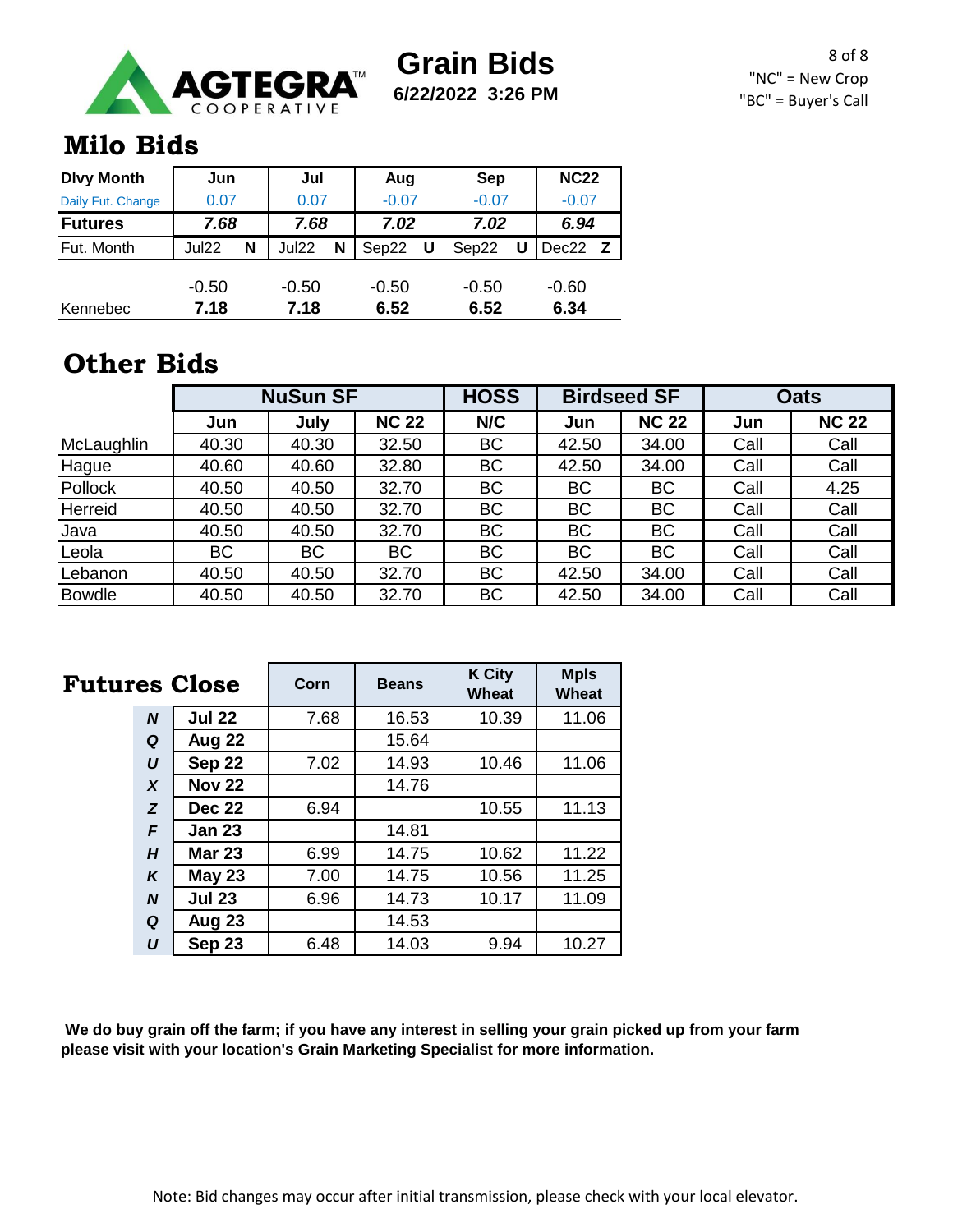# Grain Bids

**6/22/2022 3:26 PM**

"NC" = New Crop
"BC" = Buyer's Call

## Milo Bids

| Dlvy Month | Jun | Jul | Aug | Sep | NC22 |
|---|---|---|---|---|---|
| Daily Fut. Change | 0.07 | 0.07 | -0.07 | -0.07 | -0.07 |
| **Futures** | ***7.68*** | ***7.68*** | ***7.02*** | ***7.02*** | ***6.94*** |
| Fut. Month | Jul22 **N** | Jul22 **N** | Sep22 **U** | Sep22 **U** | Dec22 **Z** |
| | -0.50 | -0.50 | -0.50 | -0.50 | -0.60 |
| Kennebec | **7.18** | **7.18** | **6.52** | **6.52** | **6.34** |

## Other Bids

| | NuSun SF | | | HOSS | Birdseed SF | | Oats | |
|---|---|---|---|---|---|---|---|---|
| | **Jun** | **July** | **NC 22** | **N/C** | **Jun** | **NC 22** | **Jun** | **NC 22** |
| McLaughlin | 40.30 | 40.30 | 32.50 | BC | 42.50 | 34.00 | Call | Call |
| Hague | 40.60 | 40.60 | 32.80 | BC | 42.50 | 34.00 | Call | Call |
| Pollock | 40.50 | 40.50 | 32.70 | BC | BC | BC | Call | 4.25 |
| Herreid | 40.50 | 40.50 | 32.70 | BC | BC | BC | Call | Call |
| Java | 40.50 | 40.50 | 32.70 | BC | BC | BC | Call | Call |
| Leola | BC | BC | BC | BC | BC | BC | Call | Call |
| Lebanon | 40.50 | 40.50 | 32.70 | BC | 42.50 | 34.00 | Call | Call |
| Bowdle | 40.50 | 40.50 | 32.70 | BC | 42.50 | 34.00 | Call | Call |

## Futures Close

| | | Corn | Beans | K City Wheat | Mpls Wheat |
|---|---|---|---|---|---|
| ***N*** | **Jul 22** | 7.68 | 16.53 | 10.39 | 11.06 |
| ***Q*** | **Aug 22** | | 15.64 | | |
| ***U*** | **Sep 22** | 7.02 | 14.93 | 10.46 | 11.06 |
| ***X*** | **Nov 22** | | 14.76 | | |
| ***Z*** | **Dec 22** | 6.94 | | 10.55 | 11.13 |
| ***F*** | **Jan 23** | | 14.81 | | |
| ***H*** | **Mar 23** | 6.99 | 14.75 | 10.62 | 11.22 |
| ***K*** | **May 23** | 7.00 | 14.75 | 10.56 | 11.25 |
| ***N*** | **Jul 23** | 6.96 | 14.73 | 10.17 | 11.09 |
| ***Q*** | **Aug 23** | | 14.53 | | |
| ***U*** | **Sep 23** | 6.48 | 14.03 | 9.94 | 10.27 |

**We do buy grain off the farm; if you have any interest in selling your grain picked up from your farm please visit with your location's Grain Marketing Specialist for more information.**

Note: Bid changes may occur after initial transmission, please check with your local elevator.